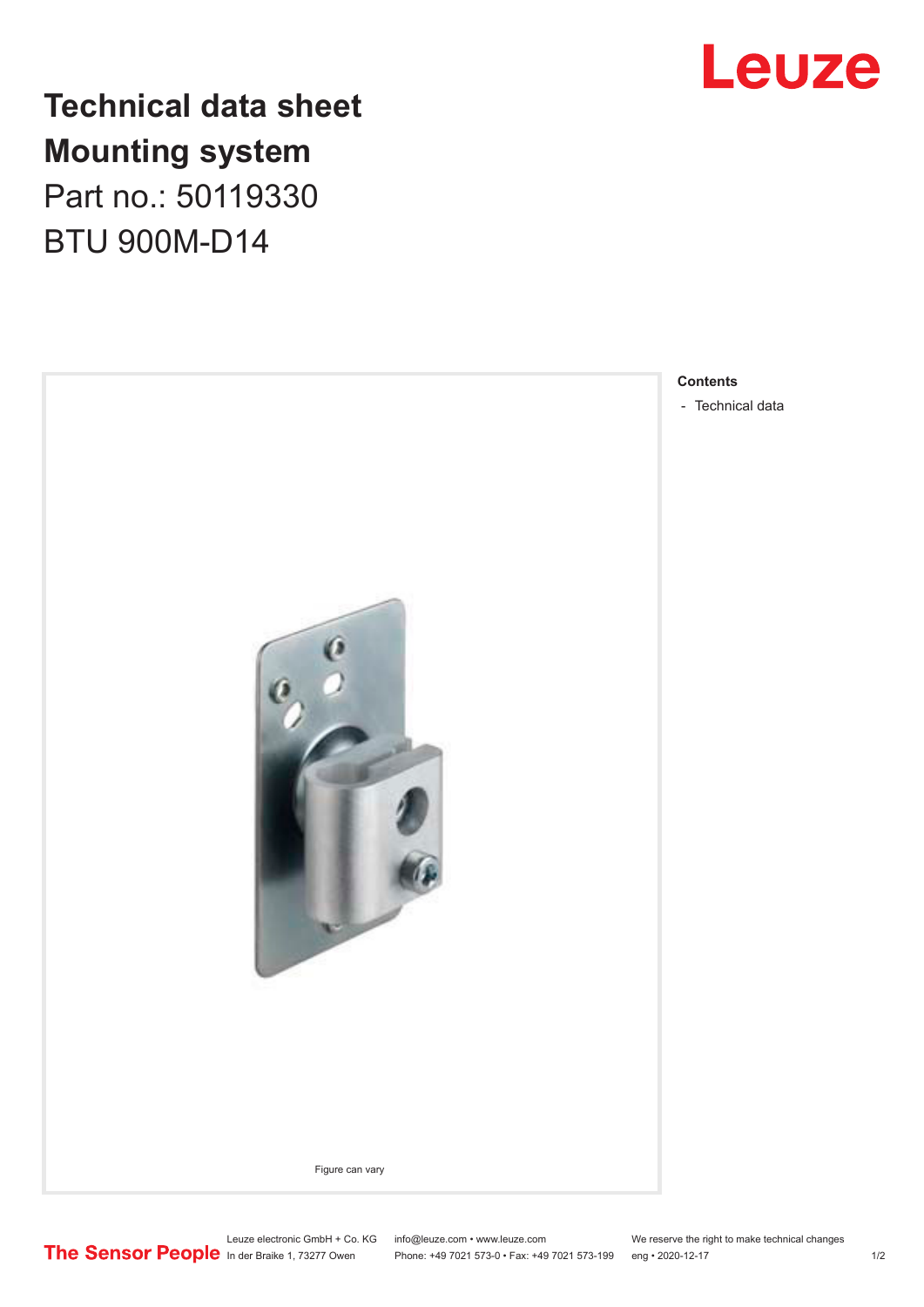# Technical data sheet

# Mounting system

## Part no.: 50119330

## BTU 900M-D14

Figure can vary

**Contents**

- Technical data

Leuze electronic GmbH + Co. KG
In der Braike 1, 73277 Owen

info@leuze.com • www.leuze.com
Phone: +49 7021 573-0 • Fax: +49 7021 573-199

We reserve the right to make technical changes
eng • 2020-12-17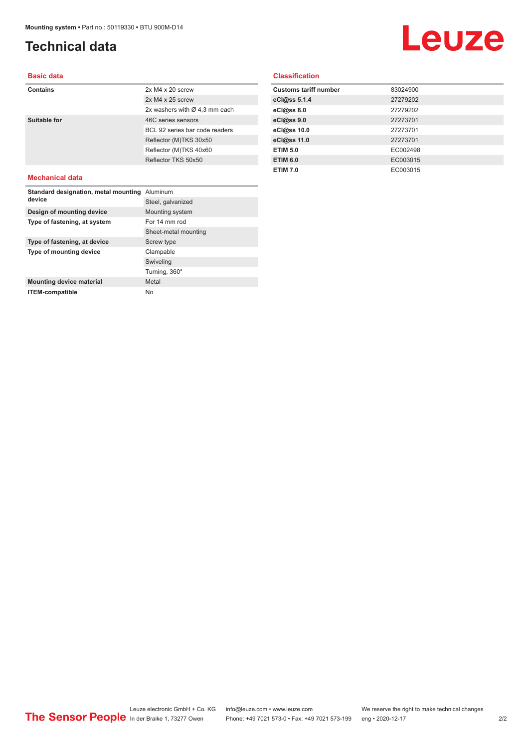# Technical data

## Basic data

| | |
|---|---|
| **Contains** | 2x M4 x 20 screw |
| | 2x M4 x 25 screw |
| | 2x washers with Ø 4,3 mm each |
| **Suitable for** | 46C series sensors |
| | BCL 92 series bar code readers |
| | Reflector (M)TKS 30x50 |
| | Reflector (M)TKS 40x60 |
| | Reflector TKS 50x50 |

## Mechanical data

| | |
|---|---|
| **Standard designation, metal mounting device** | Aluminum |
| | Steel, galvanized |
| **Design of mounting device** | Mounting system |
| **Type of fastening, at system** | For 14 mm rod |
| | Sheet-metal mounting |
| **Type of fastening, at device** | Screw type |
| **Type of mounting device** | Clampable |
| | Swiveling |
| | Turning, 360° |
| **Mounting device material** | Metal |
| **ITEM-compatible** | No |

## Classification

| | |
|---|---|
| **Customs tariff number** | 83024900 |
| **eCl@ss 5.1.4** | 27279202 |
| **eCl@ss 8.0** | 27279202 |
| **eCl@ss 9.0** | 27273701 |
| **eCl@ss 10.0** | 27273701 |
| **eCl@ss 11.0** | 27273701 |
| **ETIM 5.0** | EC002498 |
| **ETIM 6.0** | EC003015 |
| **ETIM 7.0** | EC003015 |